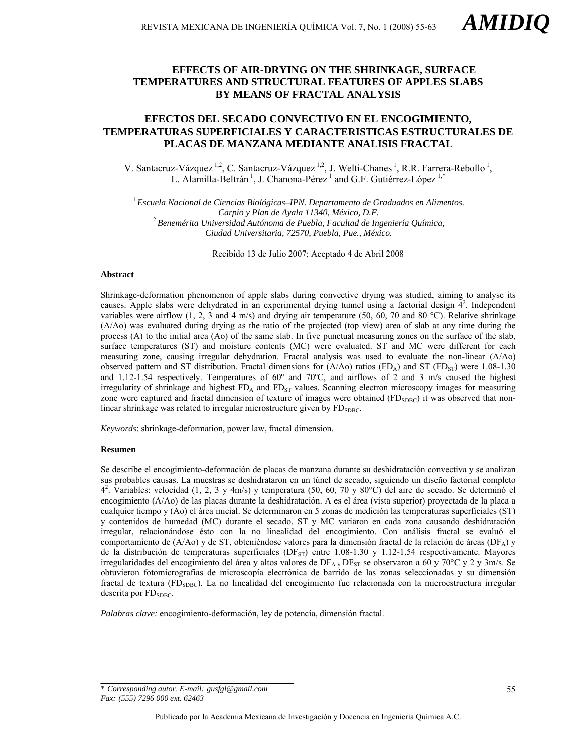# EFFECTS OF AIR-DRYING ON THE SHRINKAGE, SURFACE TEMPERATURES AND STRUCTURAL FEATURES OF APPLES SLABS BY MEANS OF FRACTAL ANALYSIS

# EFECTOS DEL SECADO CONVECTIVO EN EL ENCOGIMIENTO, TEMPERATURAS SUPERFICIALES Y CARACTERISTICAS ESTRUCTURALES DE PLACAS DE MANZANA MEDIANTE ANALISIS FRACTAL

V. Santacruz-Vázquez [1,2], C. Santacruz-Vázquez [1,2], J. Welti-Chanes [1], R.R. Farrera-Rebollo [1], L. Alamilla-Beltrán [1], J. Chanona-Pérez [1] and G.F. Gutiérrez-López [1,*]

[1] *Escuela Nacional de Ciencias Biológicas–IPN. Departamento de Graduados en Alimentos. Carpio y Plan de Ayala 11340, México, D.F.*
[2] *Benemérita Universidad Autónoma de Puebla, Facultad de Ingeniería Química, Ciudad Universitaria, 72570, Puebla, Pue., México.*

Recibido 13 de Julio 2007; Aceptado 4 de Abril 2008

### Abstract

Shrinkage-deformation phenomenon of apple slabs during convective drying was studied, aiming to analyse its causes. Apple slabs were dehydrated in an experimental drying tunnel using a factorial design $4^2$. Independent variables were airflow (1, 2, 3 and 4 m/s) and drying air temperature (50, 60, 70 and 80 °C). Relative shrinkage (A/Ao) was evaluated during drying as the ratio of the projected (top view) area of slab at any time during the process (A) to the initial area (Ao) of the same slab. In five punctual measuring zones on the surface of the slab, surface temperatures (ST) and moisture contents (MC) were evaluated. ST and MC were different for each measuring zone, causing irregular dehydration. Fractal analysis was used to evaluate the non-linear (A/Ao) observed pattern and ST distribution. Fractal dimensions for (A/Ao) ratios ($FD_A$) and ST ($FD_{ST}$) were 1.08-1.30 and 1.12-1.54 respectively. Temperatures of 60º and 70ºC, and airflows of 2 and 3 m/s caused the highest irregularity of shrinkage and highest $FD_A$ and $FD_{ST}$ values. Scanning electron microscopy images for measuring zone were captured and fractal dimension of texture of images were obtained ($FD_{SDBC}$) it was observed that non-linear shrinkage was related to irregular microstructure given by $FD_{SDBC}$.

*Keywords*: shrinkage-deformation, power law, fractal dimension.

### Resumen

Se describe el encogimiento-deformación de placas de manzana durante su deshidratación convectiva y se analizan sus probables causas. La muestras se deshidrataron en un túnel de secado, siguiendo un diseño factorial completo $4^2$. Variables: velocidad (1, 2, 3 y 4m/s) y temperatura (50, 60, 70 y 80°C) del aire de secado. Se determinó el encogimiento (A/Ao) de las placas durante la deshidratación. A es el área (vista superior) proyectada de la placa a cualquier tiempo y (Ao) el área inicial. Se determinaron en 5 zonas de medición las temperaturas superficiales (ST) y contenidos de humedad (MC) durante el secado. ST y MC variaron en cada zona causando deshidratación irregular, relacionándose ésto con la no linealidad del encogimiento. Con análisis fractal se evaluó el comportamiento de (A/Ao) y de ST, obteniéndose valores para la dimensión fractal de la relación de áreas ($DF_A$) y de la distribución de temperaturas superficiales ($DF_{ST}$) entre 1.08-1.30 y 1.12-1.54 respectivamente. Mayores irregularidades del encogimiento del área y altos valores de $DF_A$ y $DF_{ST}$ se observaron a 60 y 70°C y 2 y 3m/s. Se obtuvieron fotomicrografías de microscopía electrónica de barrido de las zonas seleccionadas y su dimensión fractal de textura ($FD_{SDBC}$). La no linealidad del encogimiento fue relacionada con la microestructura irregular descrita por $FD_{SDBC}$.

*Palabras clave:* encogimiento-deformación, ley de potencia, dimensión fractal.

---

\* *Corresponding autor. E-mail: gusfgl@gmail.com*
*Fax: (555) 7296 000 ext. 62463*

Publicado por la Academia Mexicana de Investigación y Docencia en Ingeniería Química A.C.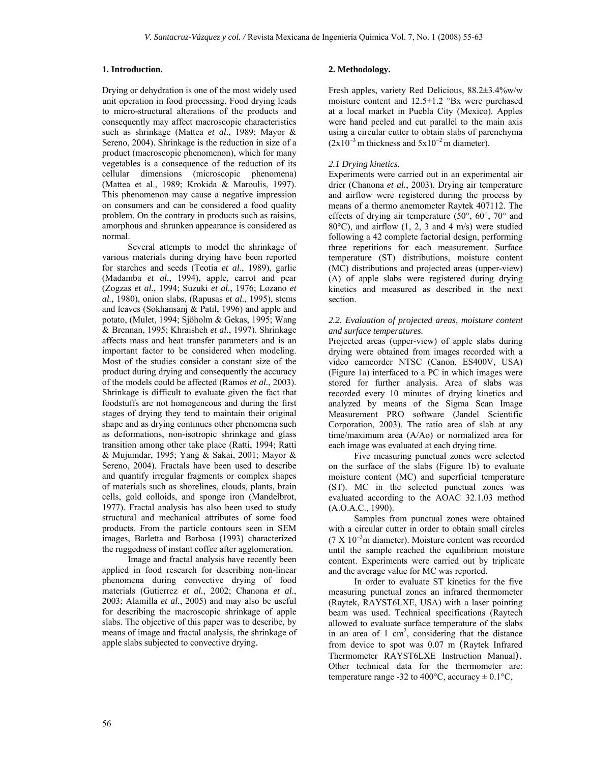## 1. Introduction.

Drying or dehydration is one of the most widely used unit operation in food processing. Food drying leads to micro-structural alterations of the products and consequently may affect macroscopic characteristics such as shrinkage (Mattea *et al*., 1989; Mayor & Sereno, 2004). Shrinkage is the reduction in size of a product (macroscopic phenomenon), which for many vegetables is a consequence of the reduction of its cellular dimensions (microscopic phenomena) (Mattea et al., 1989; Krokida & Maroulis, 1997). This phenomenon may cause a negative impression on consumers and can be considered a food quality problem. On the contrary in products such as raisins, amorphous and shrunken appearance is considered as normal.

Several attempts to model the shrinkage of various materials during drying have been reported for starches and seeds (Teotia *et al*., 1989), garlic (Madamba *et al*., 1994), apple, carrot and pear (Zogzas *et al*., 1994; Suzuki *et al*., 1976; Lozano *et al*., 1980), onion slabs, (Rapusas *et al*., 1995), stems and leaves (Sokhansanj & Patil, 1996) and apple and potato, (Mulet, 1994; Sjöholm & Gekas, 1995; Wang & Brennan, 1995; Khraisheh *et al.*, 1997). Shrinkage affects mass and heat transfer parameters and is an important factor to be considered when modeling. Most of the studies consider a constant size of the product during drying and consequently the accuracy of the models could be affected (Ramos *et al*., 2003). Shrinkage is difficult to evaluate given the fact that foodstuffs are not homogeneous and during the first stages of drying they tend to maintain their original shape and as drying continues other phenomena such as deformations, non-isotropic shrinkage and glass transition among other take place (Ratti, 1994; Ratti & Mujumdar, 1995; Yang & Sakai, 2001; Mayor & Sereno, 2004). Fractals have been used to describe and quantify irregular fragments or complex shapes of materials such as shorelines, clouds, plants, brain cells, gold colloids, and sponge iron (Mandelbrot, 1977). Fractal analysis has also been used to study structural and mechanical attributes of some food products. From the particle contours seen in SEM images, Barletta and Barbosa (1993) characterized the ruggedness of instant coffee after agglomeration.

Image and fractal analysis have recently been applied in food research for describing non-linear phenomena during convective drying of food materials (Gutierrez *et al.*, 2002; Chanona *et al.*, 2003; Alamilla *et al.*, 2005) and may also be useful for describing the macroscopic shrinkage of apple slabs. The objective of this paper was to describe, by means of image and fractal analysis, the shrinkage of apple slabs subjected to convective drying.

## 2. Methodology.

Fresh apples, variety Red Delicious, 88.2±3.4%w/w moisture content and 12.5±1.2 °Bx were purchased at a local market in Puebla City (Mexico). Apples were hand peeled and cut parallel to the main axis using a circular cutter to obtain slabs of parenchyma ($2\text{x}10^{-3}$ m thickness and $5\text{x}10^{-2}$ m diameter).

### *2.1 Drying kinetics.*

Experiments were carried out in an experimental air drier (Chanona *et al.*, 2003). Drying air temperature and airflow were registered during the process by means of a thermo anemometer Raytek 407112. The effects of drying air temperature (50°, 60°, 70° and 80°C), and airflow (1, 2, 3 and 4 m/s) were studied following a 42 complete factorial design, performing three repetitions for each measurement. Surface temperature (ST) distributions, moisture content (MC) distributions and projected areas (upper-view) (A) of apple slabs were registered during drying kinetics and measured as described in the next section.

### *2.2. Evaluation of projected areas, moisture content and surface temperatures.*

Projected areas (upper-view) of apple slabs during drying were obtained from images recorded with a video camcorder NTSC (Canon, ES400V, USA) (Figure 1a) interfaced to a PC in which images were stored for further analysis. Area of slabs was recorded every 10 minutes of drying kinetics and analyzed by means of the Sigma Scan Image Measurement PRO software (Jandel Scientific Corporation, 2003). The ratio area of slab at any time/maximum area (A/Ao) or normalized area for each image was evaluated at each drying time.

Five measuring punctual zones were selected on the surface of the slabs (Figure 1b) to evaluate moisture content (MC) and superficial temperature (ST). MC in the selected punctual zones was evaluated according to the AOAC 32.1.03 method (A.O.A.C., 1990).

Samples from punctual zones were obtained with a circular cutter in order to obtain small circles ($7 \text{ X } 10^{-3}$m diameter). Moisture content was recorded until the sample reached the equilibrium moisture content. Experiments were carried out by triplicate and the average value for MC was reported.

In order to evaluate ST kinetics for the five measuring punctual zones an infrared thermometer (Raytek, RAYST6LXE, USA) with a laser pointing beam was used. Technical specifications (Raytech allowed to evaluate surface temperature of the slabs in an area of 1 cm$^2$, considering that the distance from device to spot was 0.07 m (Raytek Infrared Thermometer RAYST6LXE Instruction Manual). Other technical data for the thermometer are: temperature range -32 to 400°C, accuracy ± 0.1°C,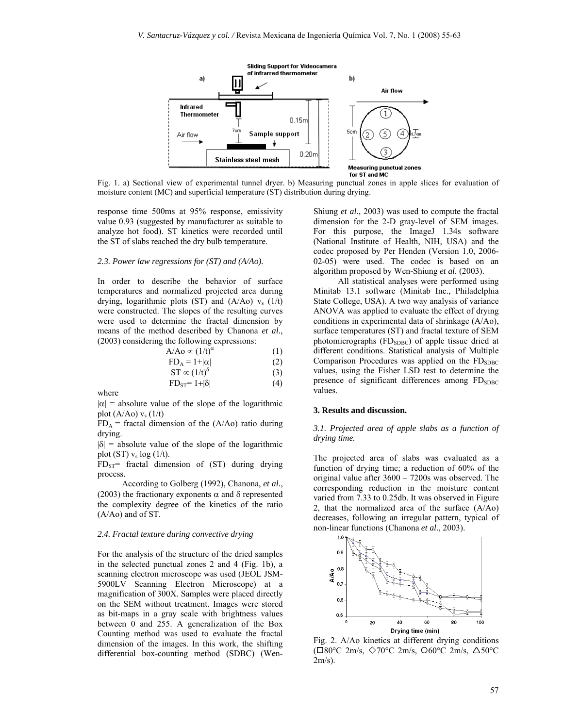Fig. 1. a) Sectional view of experimental tunnel dryer. b) Measuring punctual zones in apple slices for evaluation of moisture content (MC) and superficial temperature (ST) distribution during drying.

response time 500ms at 95% response, emissivity value 0.93 (suggested by manufacturer as suitable to analyze hot food). ST kinetics were recorded until the ST of slabs reached the dry bulb temperature.

### *2.3. Power law regressions for (ST) and (A/Ao).*

In order to describe the behavior of surface temperatures and normalized projected area during drying, logarithmic plots (ST) and (A/Ao) $v_s$ (1/t) were constructed. The slopes of the resulting curves were used to determine the fractal dimension by means of the method described by Chanona *et al.*, (2003) considering the following expressions:

$$A/Ao \propto (1/t)^{\alpha} \quad (1)$$

$$FD_A = 1+|\alpha| \quad (2)$$

$$ST \propto (1/t)^{\delta} \quad (3)$$

$$FD_{ST} = 1+|\delta| \quad (4)$$

where

$|\alpha|$ = absolute value of the slope of the logarithmic plot (A/Ao) $v_s$ (1/t)

$FD_A$ = fractal dimension of the (A/Ao) ratio during drying.

$|\delta|$ = absolute value of the slope of the logarithmic plot (ST) $v_s$ log (1/t).

$FD_{ST}$= fractal dimension of (ST) during drying process.

According to Golberg (1992), Chanona, *et al.*, (2003) the fractionary exponents $\alpha$ and $\delta$ represented the complexity degree of the kinetics of the ratio (A/Ao) and of ST.

### *2.4. Fractal texture during convective drying*

For the analysis of the structure of the dried samples in the selected punctual zones 2 and 4 (Fig. 1b), a scanning electron microscope was used (JEOL JSM-5900LV Scanning Electron Microscope) at a magnification of 300X. Samples were placed directly on the SEM without treatment. Images were stored as bit-maps in a gray scale with brightness values between 0 and 255. A generalization of the Box Counting method was used to evaluate the fractal dimension of the images. In this work, the shifting differential box-counting method (SDBC) (Wen-Shiung *et al.*, 2003) was used to compute the fractal dimension for the 2-D gray-level of SEM images. For this purpose, the ImageJ 1.34s software (National Institute of Health, NIH, USA) and the codec proposed by Per Henden (Version 1.0, 2006-02-05) were used. The codec is based on an algorithm proposed by Wen-Shiung *et al.* (2003).

All statistical analyses were performed using Minitab 13.1 software (Minitab Inc., Philadelphia State College, USA). A two way analysis of variance ANOVA was applied to evaluate the effect of drying conditions in experimental data of shrinkage (A/Ao), surface temperatures (ST) and fractal texture of SEM photomicrographs ($FD_{SDBC}$) of apple tissue dried at different conditions. Statistical analysis of Multiple Comparison Procedures was applied on the $FD_{SDBC}$ values, using the Fisher LSD test to determine the presence of significant differences among $FD_{SDBC}$ values.

## 3. Results and discussion.

### *3.1. Projected area of apple slabs as a function of drying time.*

The projected area of slabs was evaluated as a function of drying time; a reduction of 60% of the original value after 3600 – 7200s was observed. The corresponding reduction in the moisture content varied from 7.33 to 0.25db. It was observed in Figure 2, that the normalized area of the surface (A/Ao) decreases, following an irregular pattern, typical of non-linear functions (Chanona *et al.*, 2003).

Fig. 2. A/Ao kinetics at different drying conditions (□80°C 2m/s, ◇70°C 2m/s, ○60°C 2m/s, △50°C 2m/s).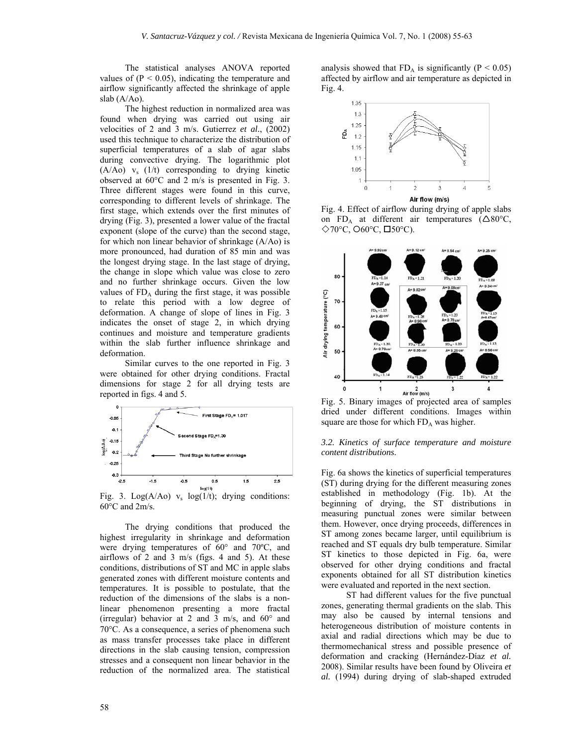The statistical analyses ANOVA reported values of ($P < 0.05$), indicating the temperature and airflow significantly affected the shrinkage of apple slab (A/Ao).

The highest reduction in normalized area was found when drying was carried out using air velocities of 2 and 3 m/s. Gutierrez *et al.*, (2002) used this technique to characterize the distribution of superficial temperatures of a slab of agar slabs during convective drying. The logarithmic plot (A/Ao) $v_s$ (1/t) corresponding to drying kinetic observed at 60°C and 2 m/s is presented in Fig. 3. Three different stages were found in this curve, corresponding to different levels of shrinkage. The first stage, which extends over the first minutes of drying (Fig. 3), presented a lower value of the fractal exponent (slope of the curve) than the second stage, for which non linear behavior of shrinkage (A/Ao) is more pronounced, had duration of 85 min and was the longest drying stage. In the last stage of drying, the change in slope which value was close to zero and no further shrinkage occurs. Given the low values of $FD_A$ during the first stage, it was possible to relate this period with a low degree of deformation. A change of slope of lines in Fig. 3 indicates the onset of stage 2, in which drying continues and moisture and temperature gradients within the slab further influence shrinkage and deformation.

Similar curves to the one reported in Fig. 3 were obtained for other drying conditions. Fractal dimensions for stage 2 for all drying tests are reported in figs. 4 and 5.

Fig. 3. Log(A/Ao) $v_s$ log(1/t); drying conditions: 60°C and 2m/s.

The drying conditions that produced the highest irregularity in shrinkage and deformation were drying temperatures of 60° and 70ºC, and airflows of 2 and 3 m/s (figs. 4 and 5). At these conditions, distributions of ST and MC in apple slabs generated zones with different moisture contents and temperatures. It is possible to postulate, that the reduction of the dimensions of the slabs is a non-linear phenomenon presenting a more fractal (irregular) behavior at 2 and 3 m/s, and 60° and 70°C. As a consequence, a series of phenomena such as mass transfer processes take place in different directions in the slab causing tension, compression stresses and a consequent non linear behavior in the reduction of the normalized area. The statistical analysis showed that $FD_A$ is significantly ($P < 0.05$) affected by airflow and air temperature as depicted in Fig. 4.

Fig. 4. Effect of airflow during drying of apple slabs on $FD_A$ at different air temperatures (△80°C, ◇70°C, ○60°C, □50°C).

Fig. 5. Binary images of projected area of samples dried under different conditions. Images within square are those for which $FD_A$ was higher.

### 3.2. Kinetics of surface temperature and moisture content distributions.

Fig. 6a shows the kinetics of superficial temperatures (ST) during drying for the different measuring zones established in methodology (Fig. 1b). At the beginning of drying, the ST distributions in measuring punctual zones were similar between them. However, once drying proceeds, differences in ST among zones became larger, until equilibrium is reached and ST equals dry bulb temperature. Similar ST kinetics to those depicted in Fig. 6a, were observed for other drying conditions and fractal exponents obtained for all ST distribution kinetics were evaluated and reported in the next section.

ST had different values for the five punctual zones, generating thermal gradients on the slab. This may also be caused by internal tensions and heterogeneous distribution of moisture contents in axial and radial directions which may be due to thermomechanical stress and possible presence of deformation and cracking (Hernández-Díaz *et al.* 2008). Similar results have been found by Oliveira *et al.* (1994) during drying of slab-shaped extruded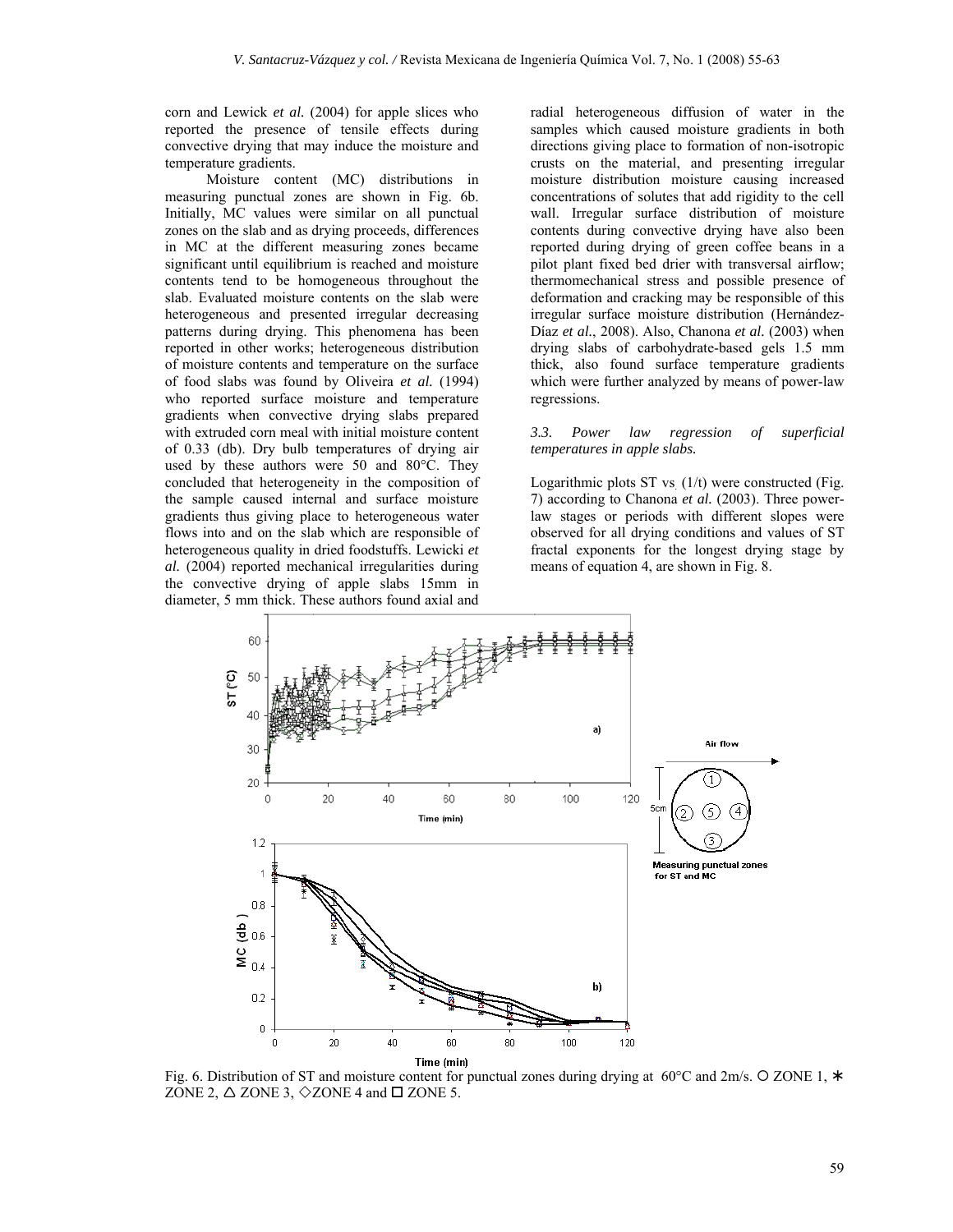corn and Lewick *et al.* (2004) for apple slices who reported the presence of tensile effects during convective drying that may induce the moisture and temperature gradients.

Moisture content (MC) distributions in measuring punctual zones are shown in Fig. 6b. Initially, MC values were similar on all punctual zones on the slab and as drying proceeds, differences in MC at the different measuring zones became significant until equilibrium is reached and moisture contents tend to be homogeneous throughout the slab. Evaluated moisture contents on the slab were heterogeneous and presented irregular decreasing patterns during drying. This phenomena has been reported in other works; heterogeneous distribution of moisture contents and temperature on the surface of food slabs was found by Oliveira *et al.* (1994) who reported surface moisture and temperature gradients when convective drying slabs prepared with extruded corn meal with initial moisture content of 0.33 (db). Dry bulb temperatures of drying air used by these authors were 50 and 80°C. They concluded that heterogeneity in the composition of the sample caused internal and surface moisture gradients thus giving place to heterogeneous water flows into and on the slab which are responsible of heterogeneous quality in dried foodstuffs. Lewicki *et al.* (2004) reported mechanical irregularities during the convective drying of apple slabs 15mm in diameter, 5 mm thick. These authors found axial and radial heterogeneous diffusion of water in the samples which caused moisture gradients in both directions giving place to formation of non-isotropic crusts on the material, and presenting irregular moisture distribution moisture causing increased concentrations of solutes that add rigidity to the cell wall. Irregular surface distribution of moisture contents during convective drying have also been reported during drying of green coffee beans in a pilot plant fixed bed drier with transversal airflow; thermomechanical stress and possible presence of deformation and cracking may be responsible of this irregular surface moisture distribution (Hernández-Díaz *et al.*, 2008). Also, Chanona *et al.* (2003) when drying slabs of carbohydrate-based gels 1.5 mm thick, also found surface temperature gradients which were further analyzed by means of power-law regressions.

### *3.3. Power law regression of superficial temperatures in apple slabs.*

Logarithmic plots ST vs. (1/t) were constructed (Fig. 7) according to Chanona *et al.* (2003). Three power-law stages or periods with different slopes were observed for all drying conditions and values of ST fractal exponents for the longest drying stage by means of equation 4, are shown in Fig. 8.

Fig. 6. Distribution of ST and moisture content for punctual zones during drying at 60°C and 2m/s. ○ ZONE 1, ∗ ZONE 2, △ ZONE 3, ◇ZONE 4 and □ ZONE 5.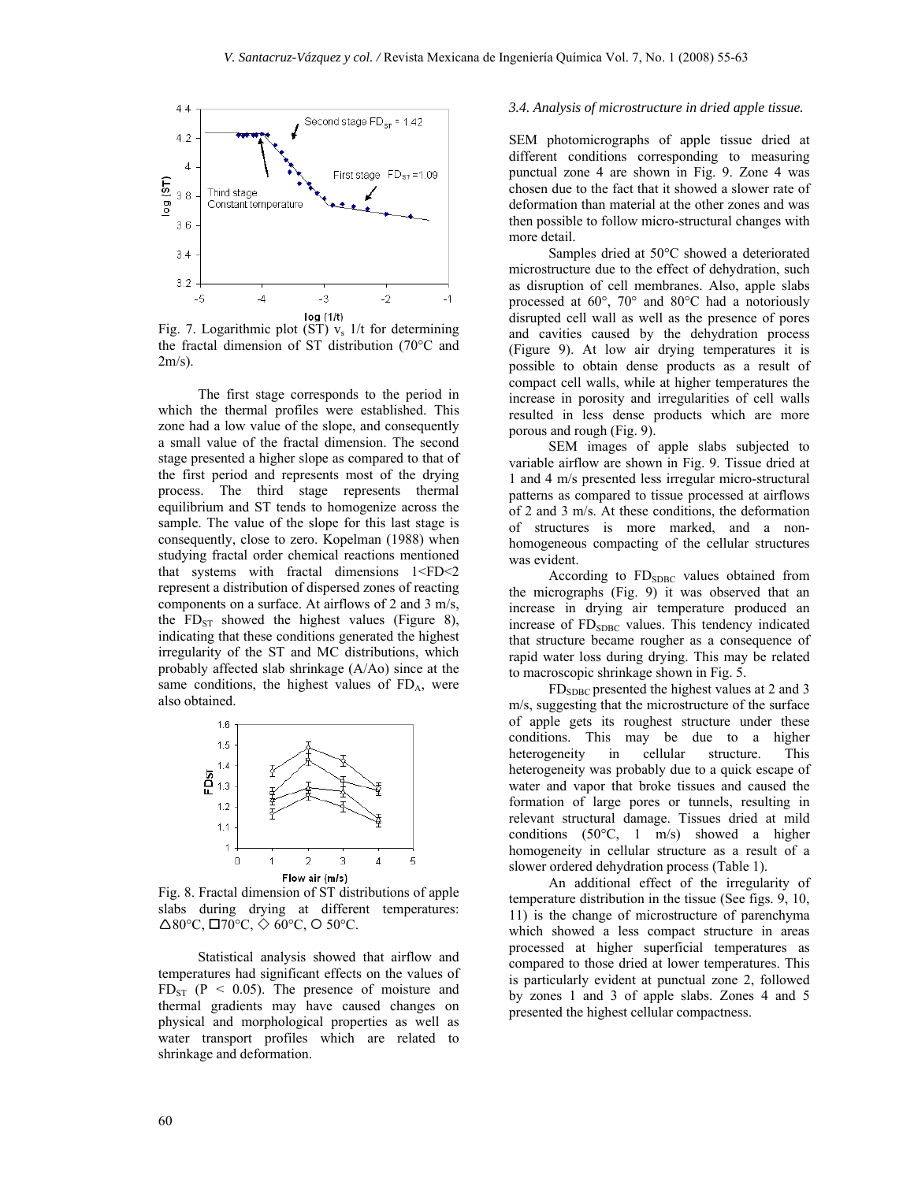Fig. 7. Logarithmic plot (ST) $v_s$ 1/t for determining the fractal dimension of ST distribution (70°C and 2m/s).

The first stage corresponds to the period in which the thermal profiles were established. This zone had a low value of the slope, and consequently a small value of the fractal dimension. The second stage presented a higher slope as compared to that of the first period and represents most of the drying process. The third stage represents thermal equilibrium and ST tends to homogenize across the sample. The value of the slope for this last stage is consequently, close to zero. Kopelman (1988) when studying fractal order chemical reactions mentioned that systems with fractal dimensions $1<FD<2$ represent a distribution of dispersed zones of reacting components on a surface. At airflows of 2 and 3 m/s, the $FD_{ST}$ showed the highest values (Figure 8), indicating that these conditions generated the highest irregularity of the ST and MC distributions, which probably affected slab shrinkage (A/Ao) since at the same conditions, the highest values of $FD_A$, were also obtained.

Fig. 8. Fractal dimension of ST distributions of apple slabs during drying at different temperatures: △80°C, □70°C, ◇ 60°C, ○ 50°C.

Statistical analysis showed that airflow and temperatures had significant effects on the values of $FD_{ST}$ ($P < 0.05$). The presence of moisture and thermal gradients may have caused changes on physical and morphological properties as well as water transport profiles which are related to shrinkage and deformation.

### *3.4. Analysis of microstructure in dried apple tissue.*

SEM photomicrographs of apple tissue dried at different conditions corresponding to measuring punctual zone 4 are shown in Fig. 9. Zone 4 was chosen due to the fact that it showed a slower rate of deformation than material at the other zones and was then possible to follow micro-structural changes with more detail.

Samples dried at 50°C showed a deteriorated microstructure due to the effect of dehydration, such as disruption of cell membranes. Also, apple slabs processed at 60°, 70° and 80°C had a notoriously disrupted cell wall as well as the presence of pores and cavities caused by the dehydration process (Figure 9). At low air drying temperatures it is possible to obtain dense products as a result of compact cell walls, while at higher temperatures the increase in porosity and irregularities of cell walls resulted in less dense products which are more porous and rough (Fig. 9).

SEM images of apple slabs subjected to variable airflow are shown in Fig. 9. Tissue dried at 1 and 4 m/s presented less irregular micro-structural patterns as compared to tissue processed at airflows of 2 and 3 m/s. At these conditions, the deformation of structures is more marked, and a non-homogeneous compacting of the cellular structures was evident.

According to $FD_{SDBC}$ values obtained from the micrographs (Fig. 9) it was observed that an increase in drying air temperature produced an increase of $FD_{SDBC}$ values. This tendency indicated that structure became rougher as a consequence of rapid water loss during drying. This may be related to macroscopic shrinkage shown in Fig. 5.

$FD_{SDBC}$ presented the highest values at 2 and 3 m/s, suggesting that the microstructure of the surface of apple gets its roughest structure under these conditions. This may be due to a higher heterogeneity in cellular structure. This heterogeneity was probably due to a quick escape of water and vapor that broke tissues and caused the formation of large pores or tunnels, resulting in relevant structural damage. Tissues dried at mild conditions (50°C, 1 m/s) showed a higher homogeneity in cellular structure as a result of a slower ordered dehydration process (Table 1).

An additional effect of the irregularity of temperature distribution in the tissue (See figs. 9, 10, 11) is the change of microstructure of parenchyma which showed a less compact structure in areas processed at higher superficial temperatures as compared to those dried at lower temperatures. This is particularly evident at punctual zone 2, followed by zones 1 and 3 of apple slabs. Zones 4 and 5 presented the highest cellular compactness.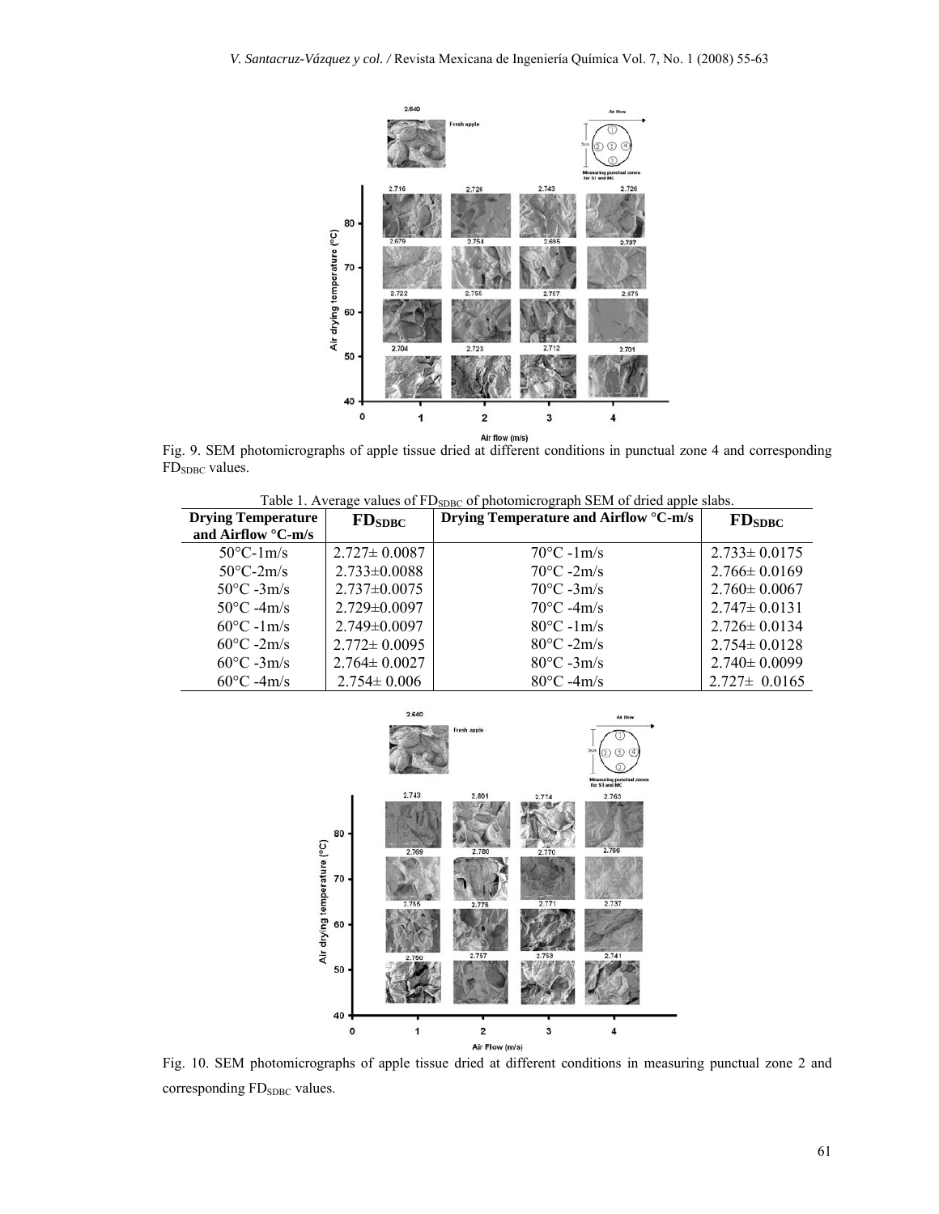Fig. 9. SEM photomicrographs of apple tissue dried at different conditions in punctual zone 4 and corresponding $FD_{SDBC}$ values.

Table 1. Average values of $FD_{SDBC}$ of photomicrograph SEM of dried apple slabs.

| Drying Temperature and Airflow °C-m/s | $FD_{SDBC}$ | Drying Temperature and Airflow °C-m/s | $FD_{SDBC}$ |
|---|---|---|---|
| 50°C-1m/s | 2.727± 0.0087 | 70°C -1m/s | 2.733± 0.0175 |
| 50°C-2m/s | 2.733±0.0088 | 70°C -2m/s | 2.766± 0.0169 |
| 50°C -3m/s | 2.737±0.0075 | 70°C -3m/s | 2.760± 0.0067 |
| 50°C -4m/s | 2.729±0.0097 | 70°C -4m/s | 2.747± 0.0131 |
| 60°C -1m/s | 2.749±0.0097 | 80°C -1m/s | 2.726± 0.0134 |
| 60°C -2m/s | 2.772± 0.0095 | 80°C -2m/s | 2.754± 0.0128 |
| 60°C -3m/s | 2.764± 0.0027 | 80°C -3m/s | 2.740± 0.0099 |
| 60°C -4m/s | 2.754± 0.006 | 80°C -4m/s | 2.727± 0.0165 |

Fig. 10. SEM photomicrographs of apple tissue dried at different conditions in measuring punctual zone 2 and corresponding $FD_{SDBC}$ values.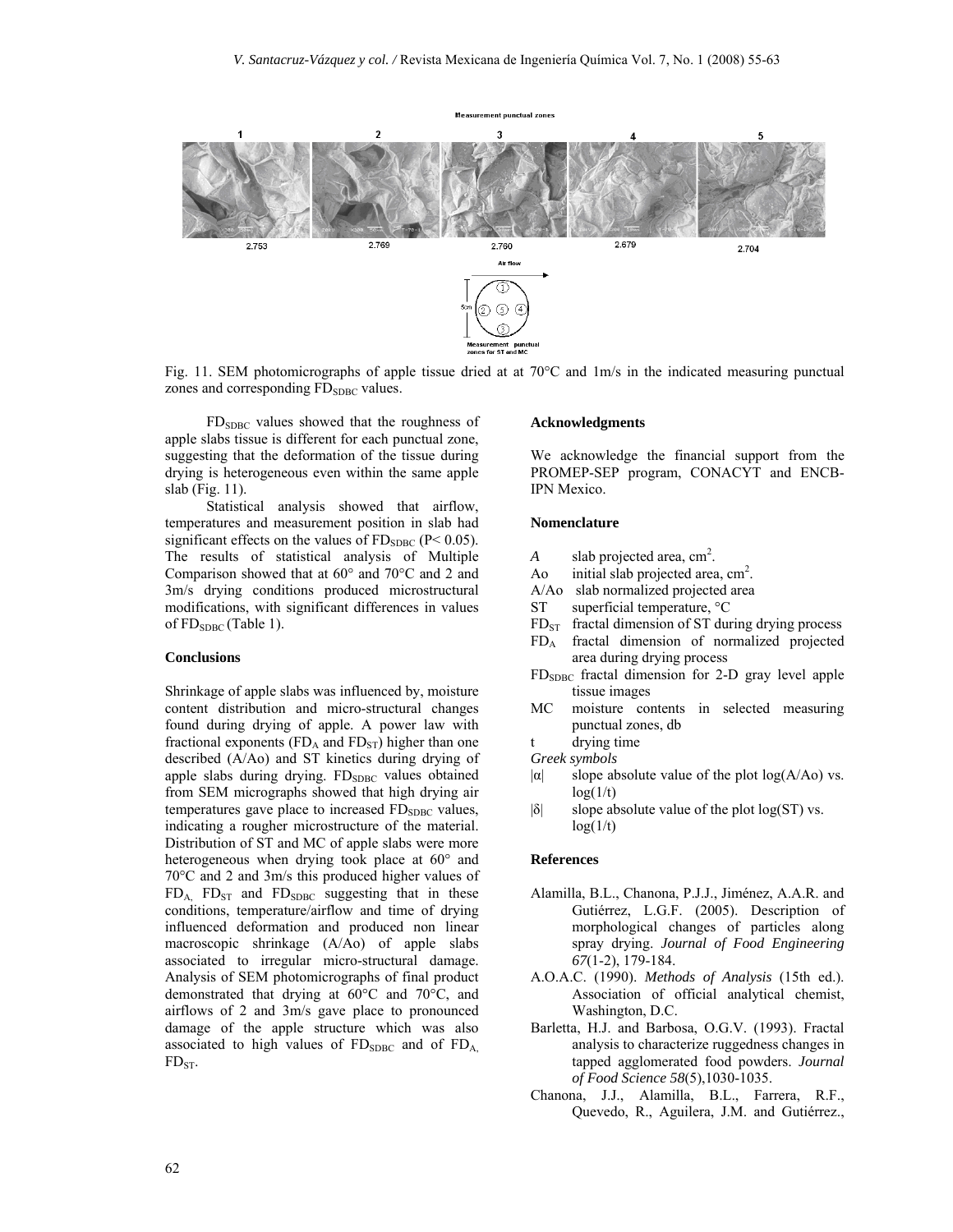Fig. 11. SEM photomicrographs of apple tissue dried at at 70°C and 1m/s in the indicated measuring punctual zones and corresponding $FD_{SDBC}$ values.

$FD_{SDBC}$ values showed that the roughness of apple slabs tissue is different for each punctual zone, suggesting that the deformation of the tissue during drying is heterogeneous even within the same apple slab (Fig. 11).

Statistical analysis showed that airflow, temperatures and measurement position in slab had significant effects on the values of $FD_{SDBC}$ ($P < 0.05$). The results of statistical analysis of Multiple Comparison showed that at 60° and 70°C and 2 and 3m/s drying conditions produced microstructural modifications, with significant differences in values of $FD_{SDBC}$ (Table 1).

### Conclusions

Shrinkage of apple slabs was influenced by, moisture content distribution and micro-structural changes found during drying of apple. A power law with fractional exponents ($FD_A$ and $FD_{ST}$) higher than one described (A/Ao) and ST kinetics during drying of apple slabs during drying. $FD_{SDBC}$ values obtained from SEM micrographs showed that high drying air temperatures gave place to increased $FD_{SDBC}$ values, indicating a rougher microstructure of the material. Distribution of ST and MC of apple slabs were more heterogeneous when drying took place at 60° and 70°C and 2 and 3m/s this produced higher values of $FD_A$, $FD_{ST}$ and $FD_{SDBC}$ suggesting that in these conditions, temperature/airflow and time of drying influenced deformation and produced non linear macroscopic shrinkage (A/Ao) of apple slabs associated to irregular micro-structural damage. Analysis of SEM photomicrographs of final product demonstrated that drying at 60°C and 70°C, and airflows of 2 and 3m/s gave place to pronounced damage of the apple structure which was also associated to high values of $FD_{SDBC}$ and of $FD_A$, $FD_{ST}$.

### Acknowledgments

We acknowledge the financial support from the PROMEP-SEP program, CONACYT and ENCB-IPN Mexico.

### Nomenclature

- $A$ slab projected area, $cm^2$.
- Ao initial slab projected area, $cm^2$.
- A/Ao slab normalized projected area
- ST superficial temperature, °C
- $FD_{ST}$ fractal dimension of ST during drying process
- $FD_A$ fractal dimension of normalized projected area during drying process
- $FD_{SDBC}$ fractal dimension for 2-D gray level apple tissue images
- MC moisture contents in selected measuring punctual zones, db
- t drying time

*Greek symbols*

- $|\alpha|$ slope absolute value of the plot log(A/Ao) vs. log(1/t)
- $|\delta|$ slope absolute value of the plot log(ST) vs. log(1/t)

### References

Alamilla, B.L., Chanona, P.J.J., Jiménez, A.A.R. and Gutiérrez, L.G.F. (2005). Description of morphological changes of particles along spray drying. *Journal of Food Engineering 67*(1-2), 179-184.

A.O.A.C. (1990). *Methods of Analysis* (15th ed.). Association of official analytical chemist, Washington, D.C.

Barletta, H.J. and Barbosa, O.G.V. (1993). Fractal analysis to characterize ruggedness changes in tapped agglomerated food powders. *Journal of Food Science 58*(5),1030-1035.

Chanona, J.J., Alamilla, B.L., Farrera, R.F., Quevedo, R., Aguilera, J.M. and Gutiérrez.,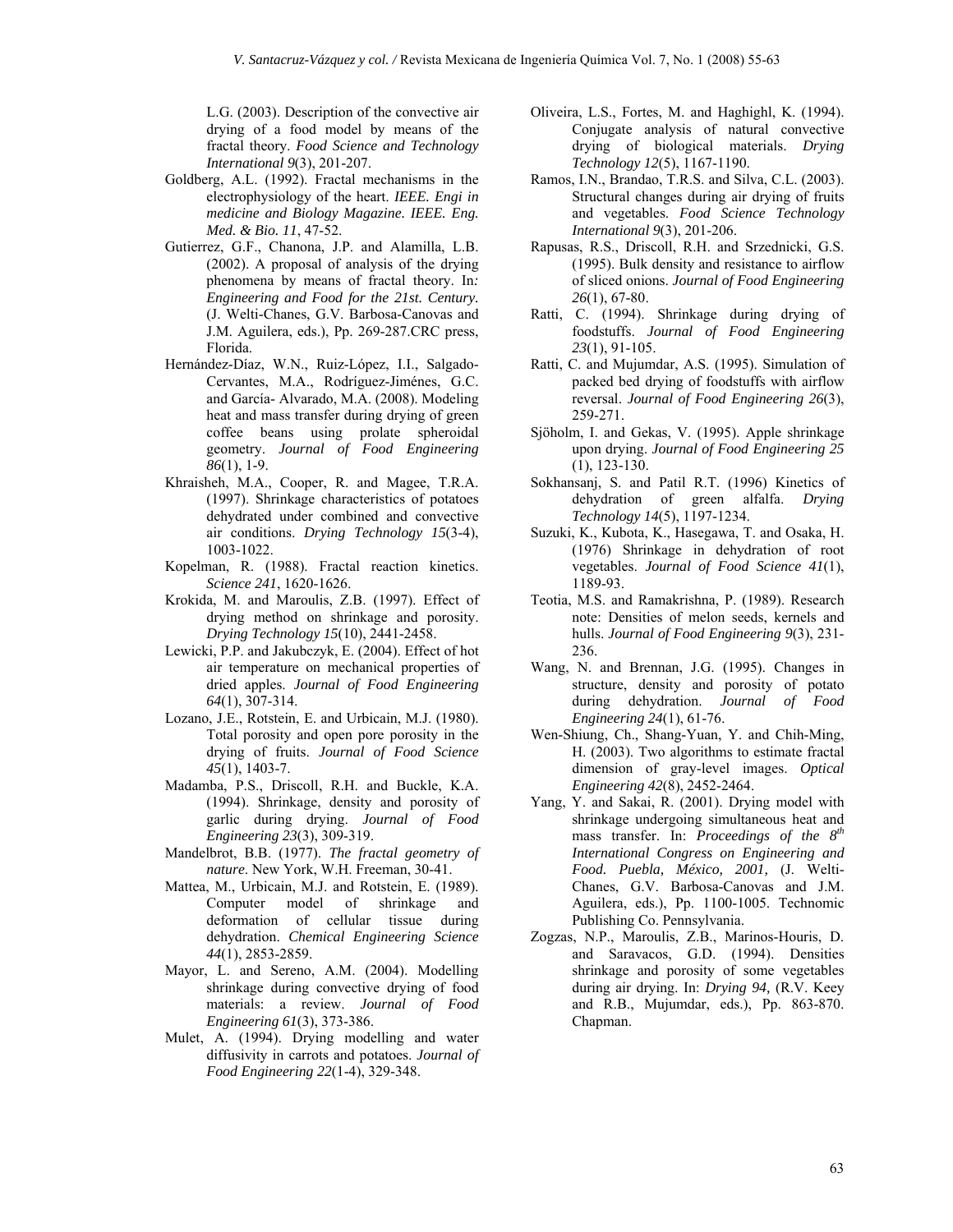L.G. (2003). Description of the convective air drying of a food model by means of the fractal theory. *Food Science and Technology International 9*(3), 201-207.

Goldberg, A.L. (1992). Fractal mechanisms in the electrophysiology of the heart. *IEEE. Engi in medicine and Biology Magazine. IEEE. Eng. Med. & Bio. 11*, 47-52.

Gutierrez, G.F., Chanona, J.P. and Alamilla, L.B. (2002). A proposal of analysis of the drying phenomena by means of fractal theory. In*: Engineering and Food for the 21st. Century.* (J. Welti-Chanes, G.V. Barbosa-Canovas and J.M. Aguilera, eds.), Pp. 269-287.CRC press, Florida.

Hernández-Díaz, W.N., Ruiz-López, I.I., Salgado-Cervantes, M.A., Rodríguez-Jiménes, G.C. and García- Alvarado, M.A. (2008). Modeling heat and mass transfer during drying of green coffee beans using prolate spheroidal geometry. *Journal of Food Engineering 86*(1), 1-9.

Khraisheh, M.A., Cooper, R. and Magee, T.R.A. (1997). Shrinkage characteristics of potatoes dehydrated under combined and convective air conditions. *Drying Technology 15*(3-4), 1003-1022.

Kopelman, R. (1988). Fractal reaction kinetics. *Science 241*, 1620-1626.

Krokida, M. and Maroulis, Z.B. (1997). Effect of drying method on shrinkage and porosity. *Drying Technology 15*(10), 2441-2458.

Lewicki, P.P. and Jakubczyk, E. (2004). Effect of hot air temperature on mechanical properties of dried apples. *Journal of Food Engineering 64*(1), 307-314.

Lozano, J.E., Rotstein, E. and Urbicain, M.J. (1980). Total porosity and open pore porosity in the drying of fruits. *Journal of Food Science 45*(1), 1403-7.

Madamba, P.S., Driscoll, R.H. and Buckle, K.A. (1994). Shrinkage, density and porosity of garlic during drying. *Journal of Food Engineering 23*(3), 309-319.

Mandelbrot, B.B. (1977). *The fractal geometry of nature*. New York, W.H. Freeman, 30-41.

Mattea, M., Urbicain, M.J. and Rotstein, E. (1989). Computer model of shrinkage and deformation of cellular tissue during dehydration. *Chemical Engineering Science 44*(1), 2853-2859.

Mayor, L. and Sereno, A.M. (2004). Modelling shrinkage during convective drying of food materials: a review. *Journal of Food Engineering 61*(3), 373-386.

Mulet, A. (1994). Drying modelling and water diffusivity in carrots and potatoes. *Journal of Food Engineering 22*(1-4), 329-348.

Oliveira, L.S., Fortes, M. and Haghighl, K. (1994). Conjugate analysis of natural convective drying of biological materials. *Drying Technology 12*(5), 1167-1190.

Ramos, I.N., Brandao, T.R.S. and Silva, C.L. (2003). Structural changes during air drying of fruits and vegetables. *Food Science Technology International 9*(3), 201-206.

Rapusas, R.S., Driscoll, R.H. and Srzednicki, G.S. (1995). Bulk density and resistance to airflow of sliced onions. *Journal of Food Engineering 26*(1), 67-80.

Ratti, C. (1994). Shrinkage during drying of foodstuffs. *Journal of Food Engineering 23*(1), 91-105.

Ratti, C. and Mujumdar, A.S. (1995). Simulation of packed bed drying of foodstuffs with airflow reversal. *Journal of Food Engineering 26*(3), 259-271.

Sjöholm, I. and Gekas, V. (1995). Apple shrinkage upon drying. *Journal of Food Engineering 25* (1), 123-130.

Sokhansanj, S. and Patil R.T. (1996) Kinetics of dehydration of green alfalfa. *Drying Technology 14*(5), 1197-1234.

Suzuki, K., Kubota, K., Hasegawa, T. and Osaka, H. (1976) Shrinkage in dehydration of root vegetables. *Journal of Food Science 41*(1), 1189-93.

Teotia, M.S. and Ramakrishna, P. (1989). Research note: Densities of melon seeds, kernels and hulls. *Journal of Food Engineering 9*(3), 231-236.

Wang, N. and Brennan, J.G. (1995). Changes in structure, density and porosity of potato during dehydration. *Journal of Food Engineering 24*(1), 61-76.

Wen-Shiung, Ch., Shang-Yuan, Y. and Chih-Ming, H. (2003). Two algorithms to estimate fractal dimension of gray-level images. *Optical Engineering 42*(8), 2452-2464.

Yang, Y. and Sakai, R. (2001). Drying model with shrinkage undergoing simultaneous heat and mass transfer. In: *Proceedings of the 8th International Congress on Engineering and Food. Puebla, México, 2001,* (J. Welti-Chanes, G.V. Barbosa-Canovas and J.M. Aguilera, eds.), Pp. 1100-1005. Technomic Publishing Co. Pennsylvania.

Zogzas, N.P., Maroulis, Z.B., Marinos-Houris, D. and Saravacos, G.D. (1994). Densities shrinkage and porosity of some vegetables during air drying. In: *Drying 94,* (R.V. Keey and R.B., Mujumdar, eds.), Pp. 863-870. Chapman.